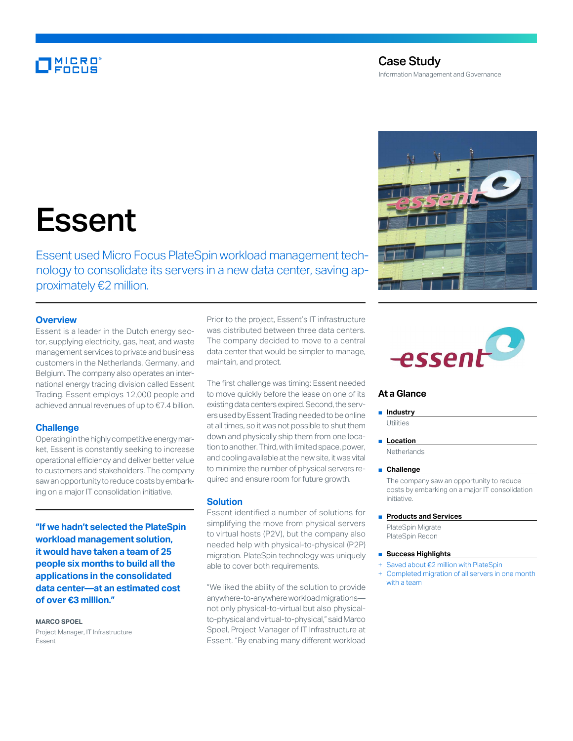# Case Study

Information Management and Governance

# Essent

Essent used Micro Focus PlateSpin workload management technology to consolidate its servers in a new data center, saving approximately €2 million.

## Overview

Essent is a leader in the Dutch energy sector, supplying electricity, gas, heat, and waste management services to private and business customers in the Netherlands, Germany, and Belgium. The company also operates an international energy trading division called Essent Trading. Essent employs 12,000 people and achieved annual revenues of up to €7.4 billion.

## Challenge

Operating in the highly competitive energy market, Essent is constantly seeking to increase operational efficiency and deliver better value to customers and stakeholders. The company saw an opportunity to reduce costs by embarking on a major IT consolidation initiative.

**"If we hadn't selected the PlateSpin workload management solution, it would have taken a team of 25 people six months to build all the applications in the consolidated data center—at an estimated cost of over €3 million."**

**MARCO SPOEL**
Project Manager, IT Infrastructure
Essent

Prior to the project, Essent's IT infrastructure was distributed between three data centers. The company decided to move to a central data center that would be simpler to manage, maintain, and protect.

The first challenge was timing: Essent needed to move quickly before the lease on one of its existing data centers expired. Second, the servers used by Essent Trading needed to be online at all times, so it was not possible to shut them down and physically ship them from one location to another. Third, with limited space, power, and cooling available at the new site, it was vital to minimize the number of physical servers required and ensure room for future growth.

## Solution

Essent identified a number of solutions for simplifying the move from physical servers to virtual hosts (P2V), but the company also needed help with physical-to-physical (P2P) migration. PlateSpin technology was uniquely able to cover both requirements.

"We liked the ability of the solution to provide anywhere-to-anywhere workload migrations—not only physical-to-virtual but also physical-to-physical and virtual-to-physical," said Marco Spoel, Project Manager of IT Infrastructure at Essent. "By enabling many different workload

## At a Glance

- **Industry**
  Utilities
- **Location**
  Netherlands
- **Challenge**
  The company saw an opportunity to reduce costs by embarking on a major IT consolidation initiative.
- **Products and Services**
  PlateSpin Migrate
  PlateSpin Recon
- **Success Highlights**
  + Saved about €2 million with PlateSpin
  + Completed migration of all servers in one month with a team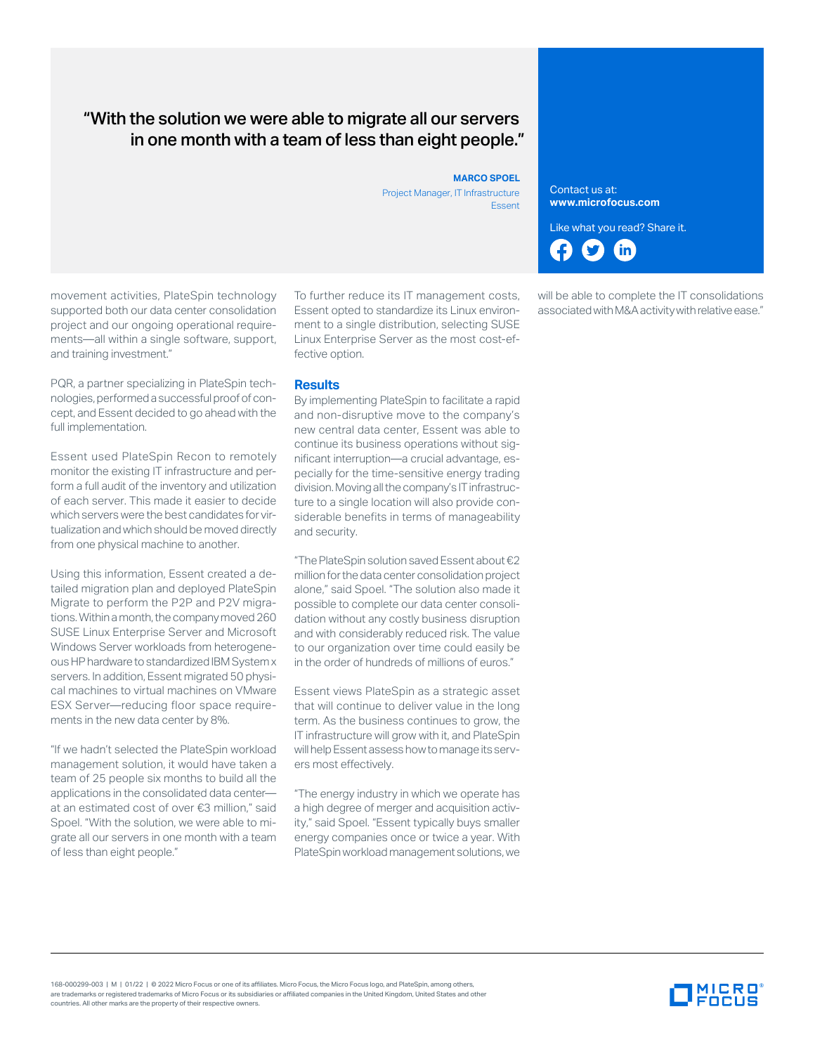> "With the solution we were able to migrate all our servers in one month with a team of less than eight people."
>
> **MARCO SPOEL**
> Project Manager, IT Infrastructure
> Essent

Contact us at:
**www.microfocus.com**

Like what you read? Share it.

movement activities, PlateSpin technology supported both our data center consolidation project and our ongoing operational requirements—all within a single software, support, and training investment."

PQR, a partner specializing in PlateSpin technologies, performed a successful proof of concept, and Essent decided to go ahead with the full implementation.

Essent used PlateSpin Recon to remotely monitor the existing IT infrastructure and perform a full audit of the inventory and utilization of each server. This made it easier to decide which servers were the best candidates for virtualization and which should be moved directly from one physical machine to another.

Using this information, Essent created a detailed migration plan and deployed PlateSpin Migrate to perform the P2P and P2V migrations. Within a month, the company moved 260 SUSE Linux Enterprise Server and Microsoft Windows Server workloads from heterogeneous HP hardware to standardized IBM System x servers. In addition, Essent migrated 50 physical machines to virtual machines on VMware ESX Server—reducing floor space requirements in the new data center by 8%.

"If we hadn't selected the PlateSpin workload management solution, it would have taken a team of 25 people six months to build all the applications in the consolidated data center—at an estimated cost of over €3 million," said Spoel. "With the solution, we were able to migrate all our servers in one month with a team of less than eight people."

To further reduce its IT management costs, Essent opted to standardize its Linux environment to a single distribution, selecting SUSE Linux Enterprise Server as the most cost-effective option.

## Results

By implementing PlateSpin to facilitate a rapid and non-disruptive move to the company's new central data center, Essent was able to continue its business operations without significant interruption—a crucial advantage, especially for the time-sensitive energy trading division. Moving all the company's IT infrastructure to a single location will also provide considerable benefits in terms of manageability and security.

"The PlateSpin solution saved Essent about €2 million for the data center consolidation project alone," said Spoel. "The solution also made it possible to complete our data center consolidation without any costly business disruption and with considerably reduced risk. The value to our organization over time could easily be in the order of hundreds of millions of euros."

Essent views PlateSpin as a strategic asset that will continue to deliver value in the long term. As the business continues to grow, the IT infrastructure will grow with it, and PlateSpin will help Essent assess how to manage its servers most effectively.

"The energy industry in which we operate has a high degree of merger and acquisition activity," said Spoel. "Essent typically buys smaller energy companies once or twice a year. With PlateSpin workload management solutions, we will be able to complete the IT consolidations associated with M&A activity with relative ease."

168-000299-003 | M | 01/22 | © 2022 Micro Focus or one of its affiliates. Micro Focus, the Micro Focus logo, and PlateSpin, among others, are trademarks or registered trademarks of Micro Focus or its subsidiaries or affiliated companies in the United Kingdom, United States and other countries. All other marks are the property of their respective owners.